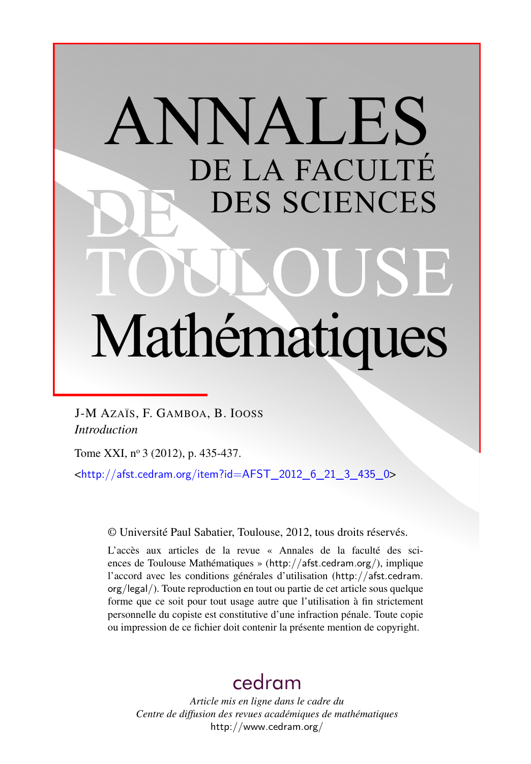# ANNALES
## DE LA FACULTÉ
## DES SCIENCES
## DE TOULOUSE
# Mathématiques

J-M AZAÏS, F. GAMBOA, B. IOOSS

*Introduction*

Tome XXI, n° 3 (2012), p. 435-437.

<http://afst.cedram.org/item?id=AFST_2012_6_21_3_435_0>

© Université Paul Sabatier, Toulouse, 2012, tous droits réservés.

L'accès aux articles de la revue « Annales de la faculté des sciences de Toulouse Mathématiques » (http://afst.cedram.org/), implique l'accord avec les conditions générales d'utilisation (http://afst.cedram.org/legal/). Toute reproduction en tout ou partie de cet article sous quelque forme que ce soit pour tout usage autre que l'utilisation à fin strictement personnelle du copiste est constitutive d'une infraction pénale. Toute copie ou impression de ce fichier doit contenir la présente mention de copyright.

cedram

*Article mis en ligne dans le cadre du*
*Centre de diffusion des revues académiques de mathématiques*
http://www.cedram.org/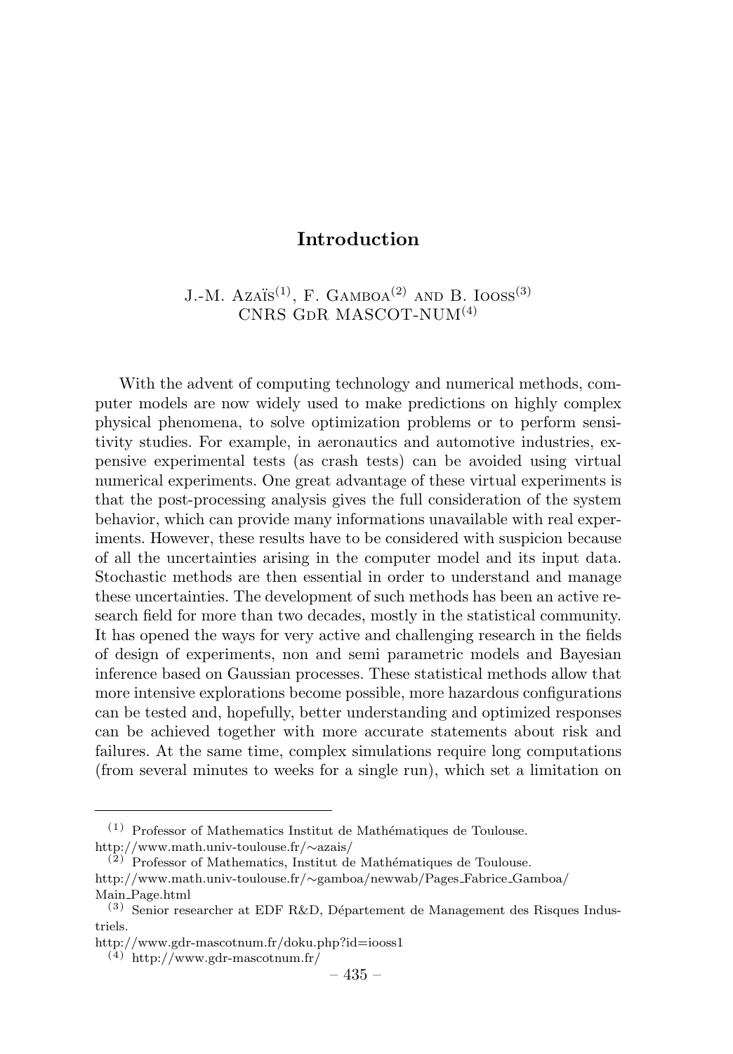# Introduction

J.-M. Azaïs[(1)], F. Gamboa[(2)] and B. Iooss[(3)]
CNRS GdR MASCOT-NUM[(4)]

With the advent of computing technology and numerical methods, computer models are now widely used to make predictions on highly complex physical phenomena, to solve optimization problems or to perform sensitivity studies. For example, in aeronautics and automotive industries, expensive experimental tests (as crash tests) can be avoided using virtual numerical experiments. One great advantage of these virtual experiments is that the post-processing analysis gives the full consideration of the system behavior, which can provide many informations unavailable with real experiments. However, these results have to be considered with suspicion because of all the uncertainties arising in the computer model and its input data. Stochastic methods are then essential in order to understand and manage these uncertainties. The development of such methods has been an active research field for more than two decades, mostly in the statistical community. It has opened the ways for very active and challenging research in the fields of design of experiments, non and semi parametric models and Bayesian inference based on Gaussian processes. These statistical methods allow that more intensive explorations become possible, more hazardous configurations can be tested and, hopefully, better understanding and optimized responses can be achieved together with more accurate statements about risk and failures. At the same time, complex simulations require long computations (from several minutes to weeks for a single run), which set a limitation on

---

(1) Professor of Mathematics Institut de Mathématiques de Toulouse.
http://www.math.univ-toulouse.fr/∼azais/

(2) Professor of Mathematics, Institut de Mathématiques de Toulouse.
http://www.math.univ-toulouse.fr/∼gamboa/newwab/Pages_Fabrice_Gamboa/Main_Page.html

(3) Senior researcher at EDF R&D, Département de Management des Risques Industriels.
http://www.gdr-mascotnum.fr/doku.php?id=iooss1

(4) http://www.gdr-mascotnum.fr/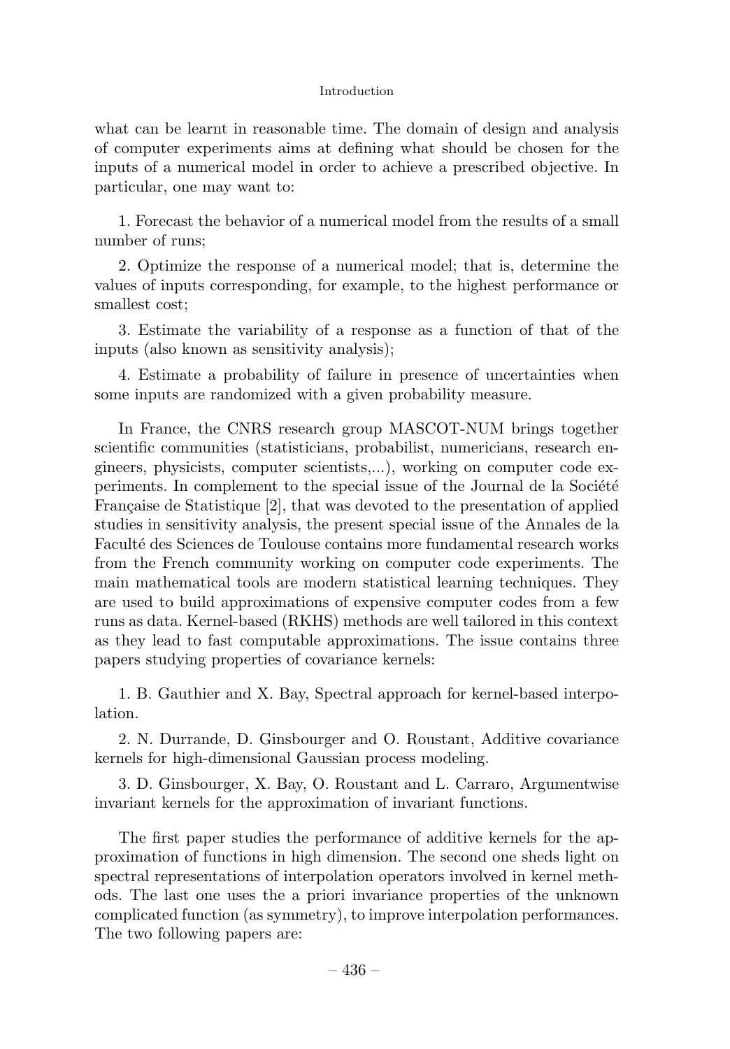what can be learnt in reasonable time. The domain of design and analysis of computer experiments aims at defining what should be chosen for the inputs of a numerical model in order to achieve a prescribed objective. In particular, one may want to:

1. Forecast the behavior of a numerical model from the results of a small number of runs;

2. Optimize the response of a numerical model; that is, determine the values of inputs corresponding, for example, to the highest performance or smallest cost;

3. Estimate the variability of a response as a function of that of the inputs (also known as sensitivity analysis);

4. Estimate a probability of failure in presence of uncertainties when some inputs are randomized with a given probability measure.

In France, the CNRS research group MASCOT-NUM brings together scientific communities (statisticians, probabilist, numericians, research engineers, physicists, computer scientists,...), working on computer code experiments. In complement to the special issue of the Journal de la Société Française de Statistique [2], that was devoted to the presentation of applied studies in sensitivity analysis, the present special issue of the Annales de la Faculté des Sciences de Toulouse contains more fundamental research works from the French community working on computer code experiments. The main mathematical tools are modern statistical learning techniques. They are used to build approximations of expensive computer codes from a few runs as data. Kernel-based (RKHS) methods are well tailored in this context as they lead to fast computable approximations. The issue contains three papers studying properties of covariance kernels:

1. B. Gauthier and X. Bay, Spectral approach for kernel-based interpolation.

2. N. Durrande, D. Ginsbourger and O. Roustant, Additive covariance kernels for high-dimensional Gaussian process modeling.

3. D. Ginsbourger, X. Bay, O. Roustant and L. Carraro, Argumentwise invariant kernels for the approximation of invariant functions.

The first paper studies the performance of additive kernels for the approximation of functions in high dimension. The second one sheds light on spectral representations of interpolation operators involved in kernel methods. The last one uses the a priori invariance properties of the unknown complicated function (as symmetry), to improve interpolation performances. The two following papers are: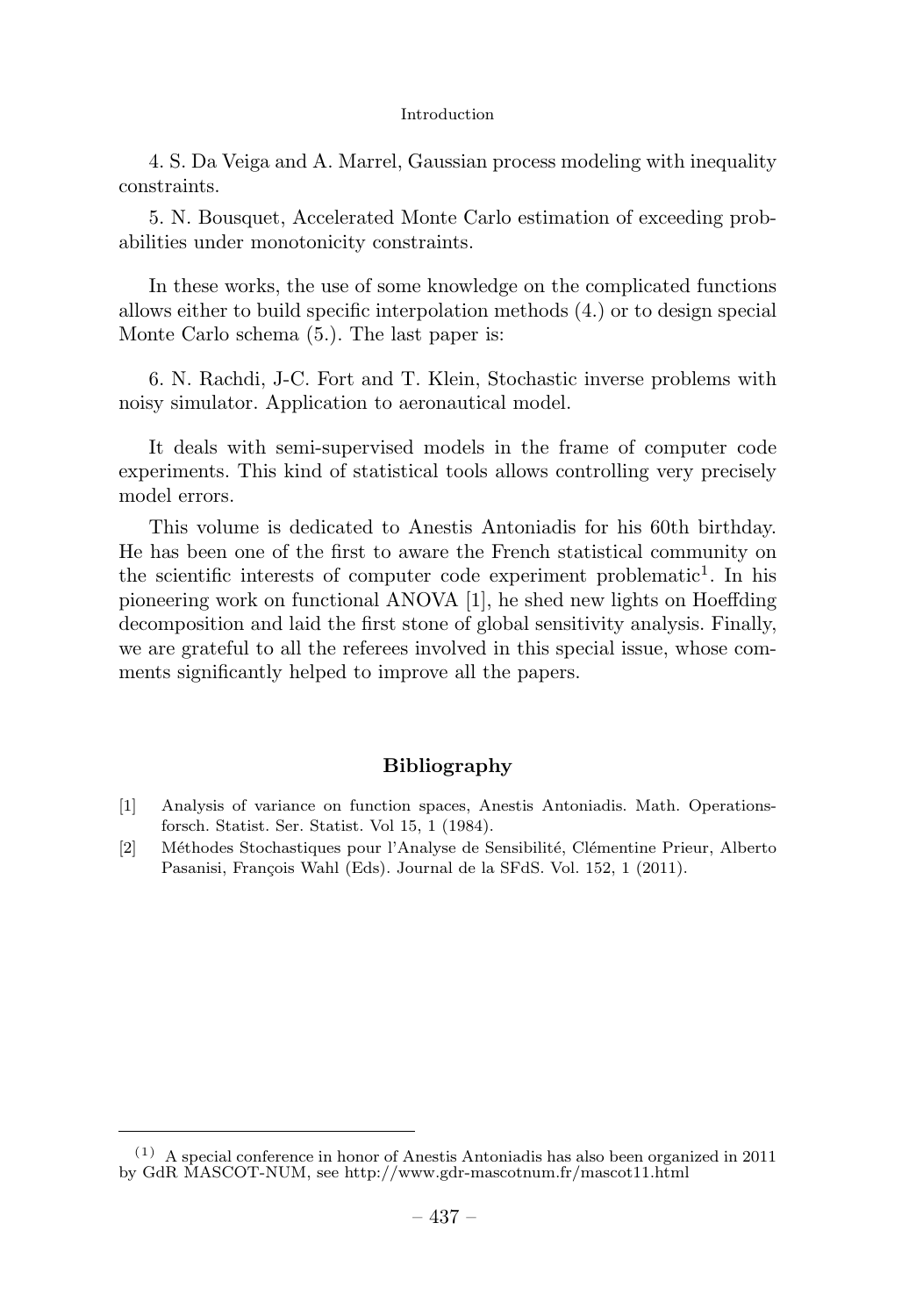4. S. Da Veiga and A. Marrel, Gaussian process modeling with inequality constraints.

5. N. Bousquet, Accelerated Monte Carlo estimation of exceeding probabilities under monotonicity constraints.

In these works, the use of some knowledge on the complicated functions allows either to build specific interpolation methods (4.) or to design special Monte Carlo schema (5.). The last paper is:

6. N. Rachdi, J-C. Fort and T. Klein, Stochastic inverse problems with noisy simulator. Application to aeronautical model.

It deals with semi-supervised models in the frame of computer code experiments. This kind of statistical tools allows controlling very precisely model errors.

This volume is dedicated to Anestis Antoniadis for his 60th birthday. He has been one of the first to aware the French statistical community on the scientific interests of computer code experiment problematic[1]. In his pioneering work on functional ANOVA [1], he shed new lights on Hoeffding decomposition and laid the first stone of global sensitivity analysis. Finally, we are grateful to all the referees involved in this special issue, whose comments significantly helped to improve all the papers.

## Bibliography

[1] Analysis of variance on function spaces, Anestis Antoniadis. Math. Operationsforsch. Statist. Ser. Statist. Vol 15, 1 (1984).

[2] Méthodes Stochastiques pour l'Analyse de Sensibilité, Clémentine Prieur, Alberto Pasanisi, François Wahl (Eds). Journal de la SFdS. Vol. 152, 1 (2011).

---

(1) A special conference in honor of Anestis Antoniadis has also been organized in 2011 by GdR MASCOT-NUM, see http://www.gdr-mascotnum.fr/mascot11.html